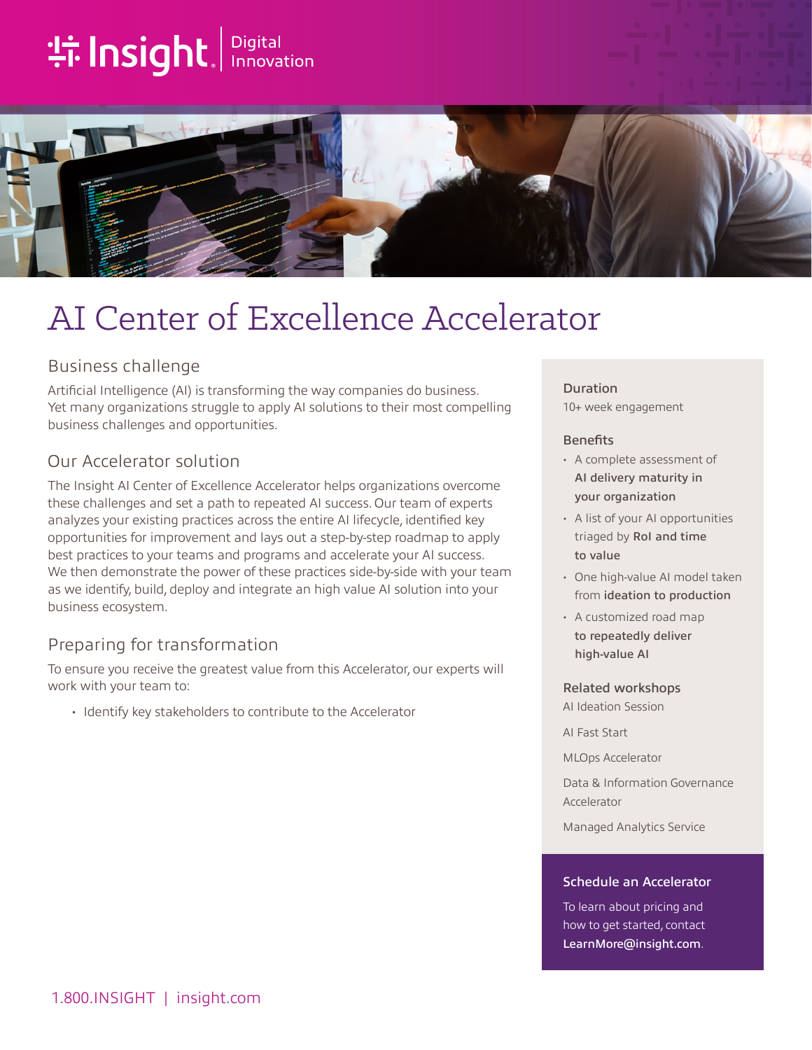Insight | Digital Innovation

# AI Center of Excellence Accelerator

## Business challenge

Artificial Intelligence (AI) is transforming the way companies do business. Yet many organizations struggle to apply AI solutions to their most compelling business challenges and opportunities.

## Our Accelerator solution

The Insight AI Center of Excellence Accelerator helps organizations overcome these challenges and set a path to repeated AI success. Our team of experts analyzes your existing practices across the entire AI lifecycle, identified key opportunities for improvement and lays out a step-by-step roadmap to apply best practices to your teams and programs and accelerate your AI success. We then demonstrate the power of these practices side-by-side with your team as we identify, build, deploy and integrate an high value AI solution into your business ecosystem.

## Preparing for transformation

To ensure you receive the greatest value from this Accelerator, our experts will work with your team to:

- Identify key stakeholders to contribute to the Accelerator

### Duration

10+ week engagement

### Benefits

- A complete assessment of **AI delivery maturity in your organization**
- A list of your AI opportunities triaged by **RoI and time to value**
- One high-value AI model taken from **ideation to production**
- A customized road map **to repeatedly deliver high-value AI**

### Related workshops

AI Ideation Session

AI Fast Start

MLOps Accelerator

Data & Information Governance Accelerator

Managed Analytics Service

### Schedule an Accelerator

To learn about pricing and how to get started, contact **LearnMore@insight.com**.

1.800.INSIGHT | insight.com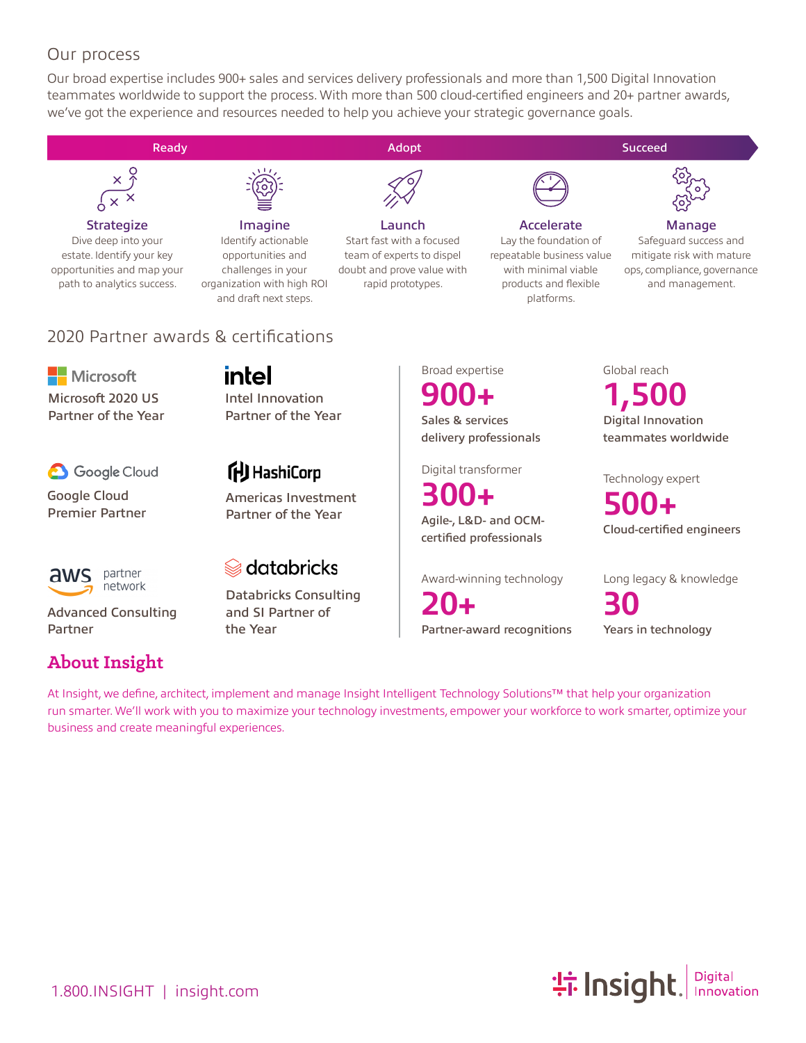## Our process

Our broad expertise includes 900+ sales and services delivery professionals and more than 1,500 Digital Innovation teammates worldwide to support the process. With more than 500 cloud-certified engineers and 20+ partner awards, we've got the experience and resources needed to help you achieve your strategic governance goals.

Ready | Adopt | Succeed

**Strategize**
Dive deep into your estate. Identify your key opportunities and map your path to analytics success.

**Imagine**
Identify actionable opportunities and challenges in your organization with high ROI and draft next steps.

**Launch**
Start fast with a focused team of experts to dispel doubt and prove value with rapid prototypes.

**Accelerate**
Lay the foundation of repeatable business value with minimal viable products and flexible platforms.

**Manage**
Safeguard success and mitigate risk with mature ops, compliance, governance and management.

## 2020 Partner awards & certifications

**Microsoft**
Microsoft 2020 US Partner of the Year

**intel**
Intel Innovation Partner of the Year

**Google Cloud**
Google Cloud Premier Partner

**HashiCorp**
Americas Investment Partner of the Year

**aws partner network**
Advanced Consulting Partner

**databricks**
Databricks Consulting and SI Partner of the Year

Broad expertise
**900+**
Sales & services delivery professionals

Global reach
**1,500**
Digital Innovation teammates worldwide

Digital transformer
**300+**
Agile-, L&D- and OCM-certified professionals

Technology expert
**500+**
Cloud-certified engineers

Award-winning technology
**20+**
Partner-award recognitions

Long legacy & knowledge
**30**
Years in technology

## About Insight

At Insight, we define, architect, implement and manage Insight Intelligent Technology Solutions™ that help your organization run smarter. We'll work with you to maximize your technology investments, empower your workforce to work smarter, optimize your business and create meaningful experiences.

1.800.INSIGHT | insight.com

Insight. Digital Innovation